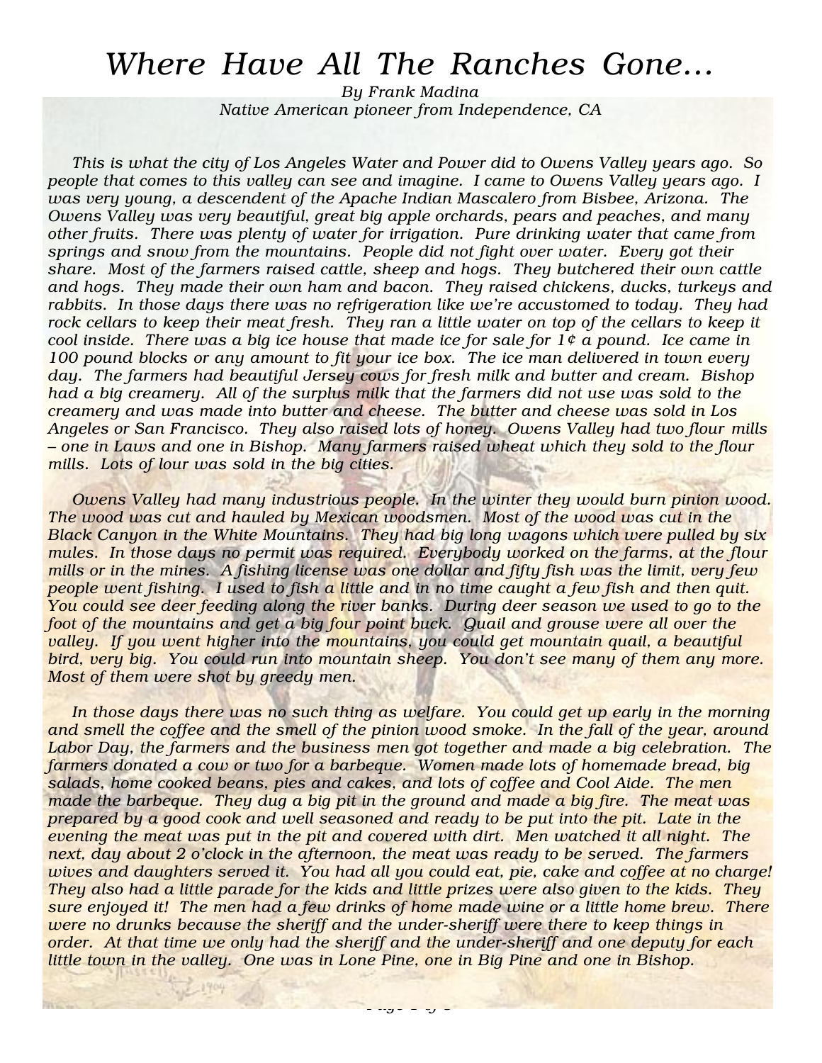# *Where Have All The Ranches Gone…*

*By Frank Madina*
*Native American pioneer from Independence, CA*

*This is what the city of Los Angeles Water and Power did to Owens Valley years ago. So people that comes to this valley can see and imagine. I came to Owens Valley years ago. I was very young, a descendent of the Apache Indian Mascalero from Bisbee, Arizona. The Owens Valley was very beautiful, great big apple orchards, pears and peaches, and many other fruits. There was plenty of water for irrigation. Pure drinking water that came from springs and snow from the mountains. People did not fight over water. Every got their share. Most of the farmers raised cattle, sheep and hogs. They butchered their own cattle and hogs. They made their own ham and bacon. They raised chickens, ducks, turkeys and rabbits. In those days there was no refrigeration like we're accustomed to today. They had rock cellars to keep their meat fresh. They ran a little water on top of the cellars to keep it cool inside. There was a big ice house that made ice for sale for 1¢ a pound. Ice came in 100 pound blocks or any amount to fit your ice box. The ice man delivered in town every day. The farmers had beautiful Jersey cows for fresh milk and butter and cream. Bishop had a big creamery. All of the surplus milk that the farmers did not use was sold to the creamery and was made into butter and cheese. The butter and cheese was sold in Los Angeles or San Francisco. They also raised lots of honey. Owens Valley had two flour mills – one in Laws and one in Bishop. Many farmers raised wheat which they sold to the flour mills. Lots of lour was sold in the big cities.*

*Owens Valley had many industrious people. In the winter they would burn pinion wood. The wood was cut and hauled by Mexican woodsmen. Most of the wood was cut in the Black Canyon in the White Mountains. They had big long wagons which were pulled by six mules. In those days no permit was required. Everybody worked on the farms, at the flour mills or in the mines. A fishing license was one dollar and fifty fish was the limit, very few people went fishing. I used to fish a little and in no time caught a few fish and then quit. You could see deer feeding along the river banks. During deer season we used to go to the foot of the mountains and get a big four point buck. Quail and grouse were all over the valley. If you went higher into the mountains, you could get mountain quail, a beautiful bird, very big. You could run into mountain sheep. You don't see many of them any more. Most of them were shot by greedy men.*

*In those days there was no such thing as welfare. You could get up early in the morning and smell the coffee and the smell of the pinion wood smoke. In the fall of the year, around Labor Day, the farmers and the business men got together and made a big celebration. The farmers donated a cow or two for a barbeque. Women made lots of homemade bread, big salads, home cooked beans, pies and cakes, and lots of coffee and Cool Aide. The men made the barbeque. They dug a big pit in the ground and made a big fire. The meat was prepared by a good cook and well seasoned and ready to be put into the pit. Late in the evening the meat was put in the pit and covered with dirt. Men watched it all night. The next, day about 2 o'clock in the afternoon, the meat was ready to be served. The farmers wives and daughters served it. You had all you could eat, pie, cake and coffee at no charge! They also had a little parade for the kids and little prizes were also given to the kids. They sure enjoyed it! The men had a few drinks of home made wine or a little home brew. There were no drunks because the sheriff and the under-sheriff were there to keep things in order. At that time we only had the sheriff and the under-sheriff and one deputy for each little town in the valley. One was in Lone Pine, one in Big Pine and one in Bishop.*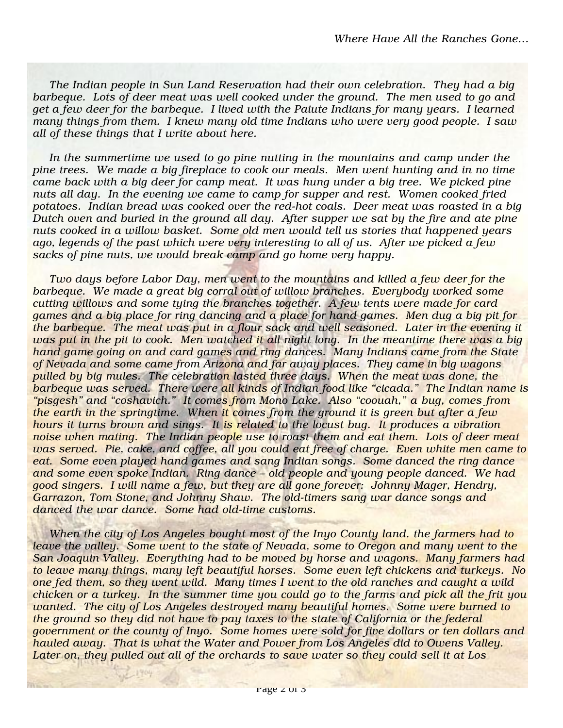*The Indian people in Sun Land Reservation had their own celebration. They had a big barbeque. Lots of deer meat was well cooked under the ground. The men used to go and get a few deer for the barbeque. I lived with the Paiute Indians for many years. I learned many things from them. I knew many old time Indians who were very good people. I saw all of these things that I write about here.*

*In the summertime we used to go pine nutting in the mountains and camp under the pine trees. We made a big fireplace to cook our meals. Men went hunting and in no time came back with a big deer for camp meat. It was hung under a big tree. We picked pine nuts all day. In the evening we came to camp for supper and rest. Women cooked fried potatoes. Indian bread was cooked over the red-hot coals. Deer meat was roasted in a big Dutch oven and buried in the ground all day. After supper we sat by the fire and ate pine nuts cooked in a willow basket. Some old men would tell us stories that happened years ago, legends of the past which were very interesting to all of us. After we picked a few sacks of pine nuts, we would break camp and go home very happy.*

*Two days before Labor Day, men went to the mountains and killed a few deer for the barbeque. We made a great big corral out of willow branches. Everybody worked some cutting willows and some tying the branches together. A few tents were made for card games and a big place for ring dancing and a place for hand games. Men dug a big pit for the barbeque. The meat was put in a flour sack and well seasoned. Later in the evening it was put in the pit to cook. Men watched it all night long. In the meantime there was a big hand game going on and card games and ring dances. Many Indians came from the State of Nevada and some came from Arizona and far away places. They came in big wagons pulled by big mules. The celebration lasted three days. When the meat was done, the barbeque was served. There were all kinds of Indian food like "cicada." The Indian name is "pisgesh" and "coshavich." It comes from Mono Lake. Also "coouah," a bug, comes from the earth in the springtime. When it comes from the ground it is green but after a few hours it turns brown and sings. It is related to the locust bug. It produces a vibration noise when mating. The Indian people use to roast them and eat them. Lots of deer meat was served. Pie, cake, and coffee, all you could eat free of charge. Even white men came to eat. Some even played hand games and sang Indian songs. Some danced the ring dance and some even spoke Indian. Ring dance – old people and young people danced. We had good singers. I will name a few, but they are all gone forever: Johnny Mager, Hendry, Garrazon, Tom Stone, and Johnny Shaw. The old-timers sang war dance songs and danced the war dance. Some had old-time customs.*

*When the city of Los Angeles bought most of the Inyo County land, the farmers had to leave the valley. Some went to the state of Nevada, some to Oregon and many went to the San Joaquin Valley. Everything had to be moved by horse and wagons. Many farmers had to leave many things, many left beautiful horses. Some even left chickens and turkeys. No one fed them, so they went wild. Many times I went to the old ranches and caught a wild chicken or a turkey. In the summer time you could go to the farms and pick all the frit you wanted. The city of Los Angeles destroyed many beautiful homes. Some were burned to the ground so they did not have to pay taxes to the state of California or the federal government or the county of Inyo. Some homes were sold for five dollars or ten dollars and hauled away. That is what the Water and Power from Los Angeles did to Owens Valley. Later on, they pulled out all of the orchards to save water so they could sell it at Los*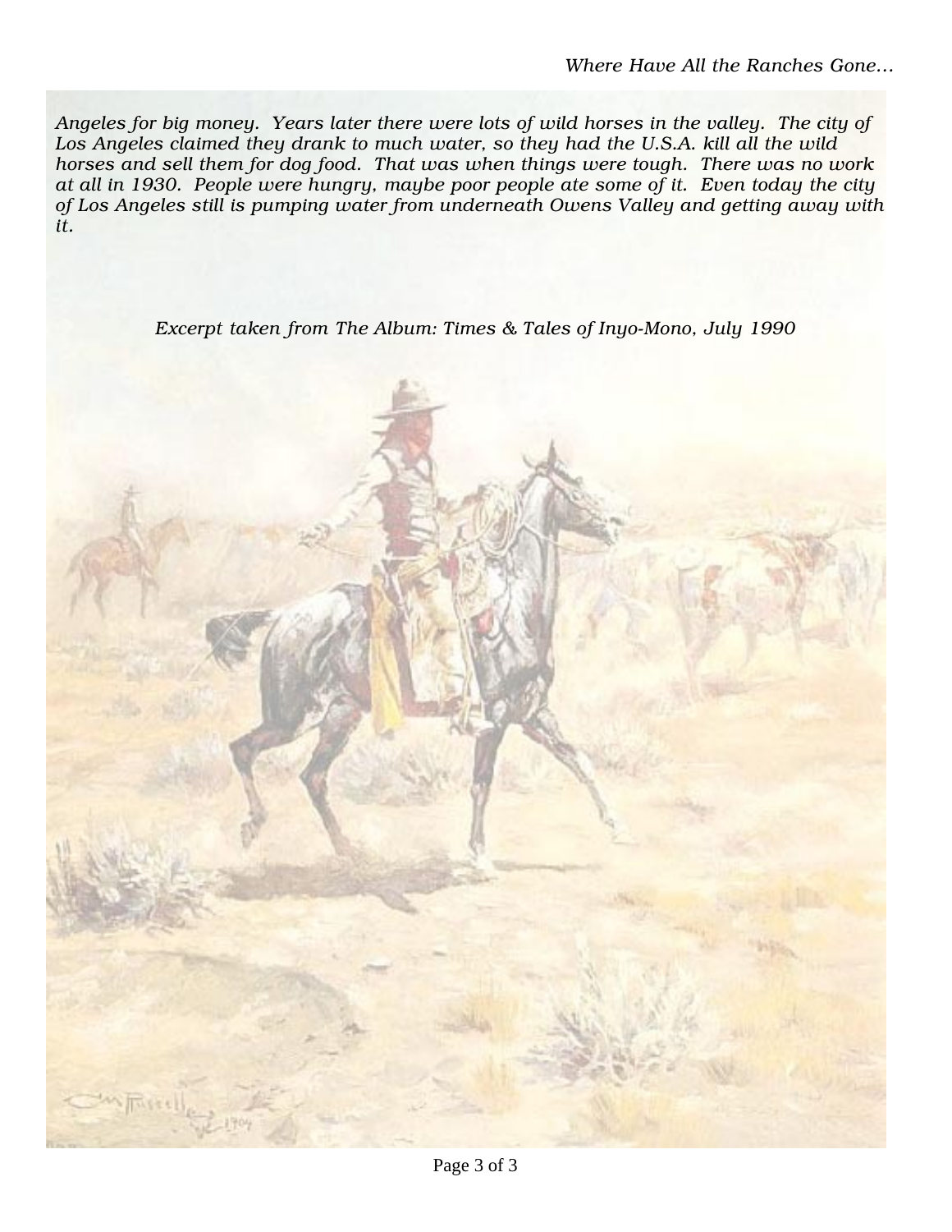*Angeles for big money. Years later there were lots of wild horses in the valley. The city of Los Angeles claimed they drank to much water, so they had the U.S.A. kill all the wild horses and sell them for dog food. That was when things were tough. There was no work at all in 1930. People were hungry, maybe poor people ate some of it. Even today the city of Los Angeles still is pumping water from underneath Owens Valley and getting away with it.*

*Excerpt taken from The Album: Times & Tales of Inyo-Mono, July 1990*